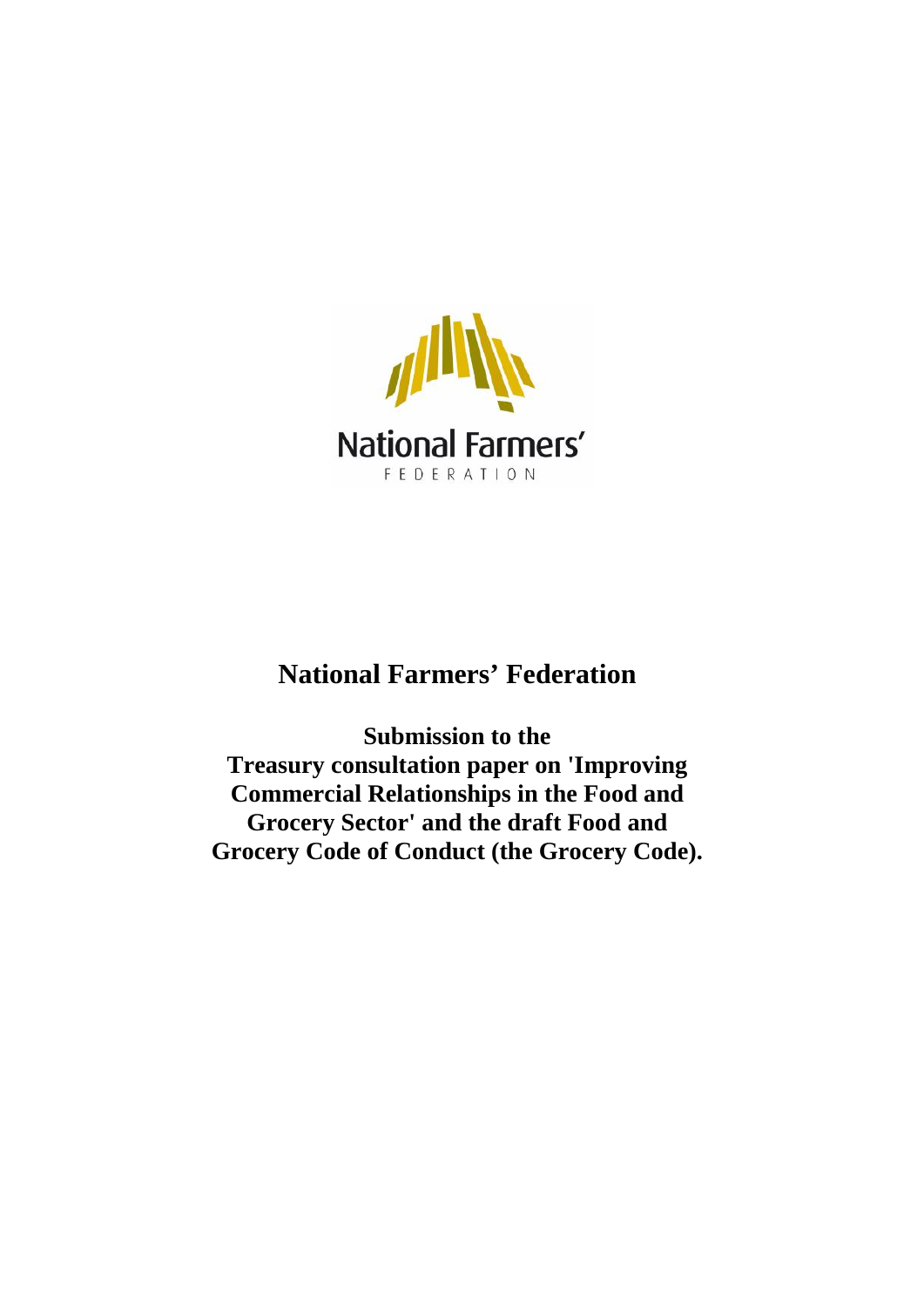National Farmers'
FEDERATION

# National Farmers' Federation

**Submission to the Treasury consultation paper on 'Improving Commercial Relationships in the Food and Grocery Sector' and the draft Food and Grocery Code of Conduct (the Grocery Code).**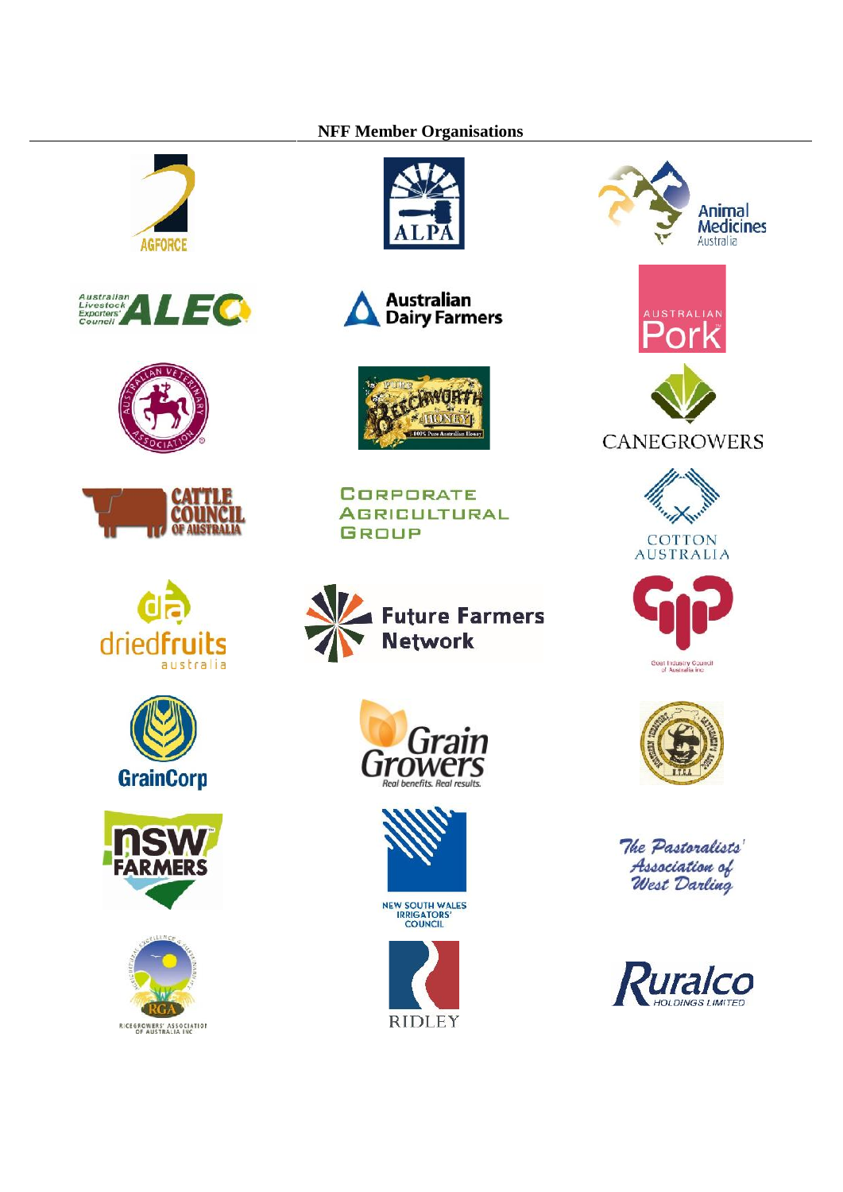## NFF Member Organisations

AGFORCE

ALPA

Animal Medicines Australia

Australian Livestock Exporters' Council ALEC

Australian Dairy Farmers

AUSTRALIAN Pork

AUSTRALIAN VETERINARY ASSOCIATION

PURE BEECHWORTH HONEY 100% Pure Australian Honey

CANEGROWERS

CATTLE COUNCIL OF AUSTRALIA

CORPORATE AGRICULTURAL GROUP

COTTON AUSTRALIA

dfa driedfruits australia

Future Farmers Network

Goat Industry Council of Australia Inc

GrainCorp

Grain Growers Real benefits. Real results.

NORTHERN TERRITORY CATTLEMEN'S ASSOCIATION N.T.C.A.

nsw FARMERS

NEW SOUTH WALES IRRIGATORS' COUNCIL

*The Pastoralists' Association of West Darling*

RGA RICEGROWERS' ASSOCIATION OF AUSTRALIA INC

RIDLEY

Ruralco HOLDINGS LIMITED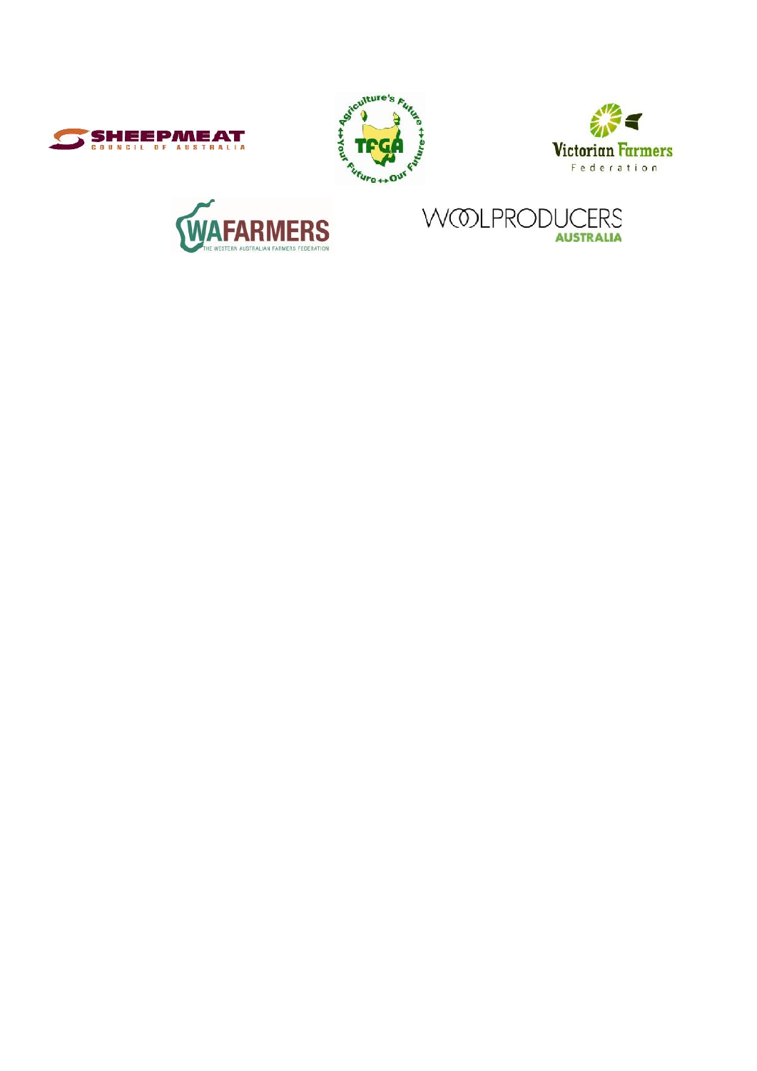SHEEPMEAT COUNCIL OF AUSTRALIA

TFGA — Agriculture's Future ↔ Your Future ↔ Our Future

Victorian Farmers Federation

WAFARMERS — THE WESTERN AUSTRALIAN FARMERS FEDERATION

WOOLPRODUCERS AUSTRALIA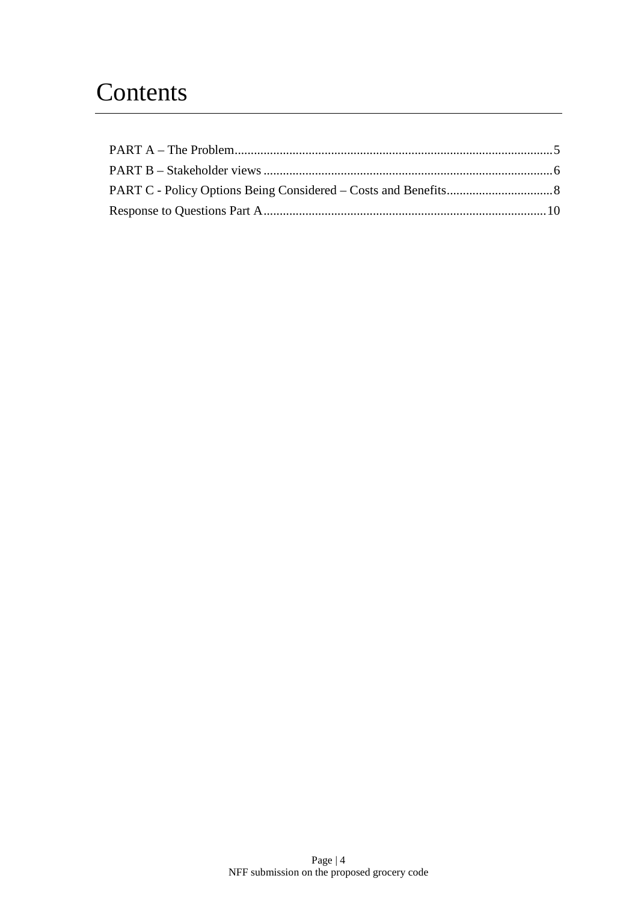# Contents

PART A – The Problem......................................................................................................5
PART B – Stakeholder views ............................................................................................6
PART C - Policy Options Being Considered – Costs and Benefits.................................8
Response to Questions Part A........................................................................................10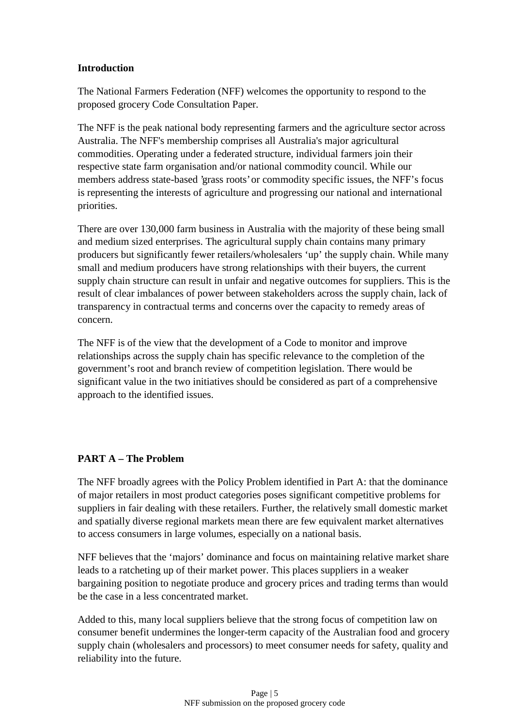**Introduction**

The National Farmers Federation (NFF) welcomes the opportunity to respond to the proposed grocery Code Consultation Paper.

The NFF is the peak national body representing farmers and the agriculture sector across Australia. The NFF's membership comprises all Australia's major agricultural commodities. Operating under a federated structure, individual farmers join their respective state farm organisation and/or national commodity council. While our members address state-based 'grass roots' or commodity specific issues, the NFF's focus is representing the interests of agriculture and progressing our national and international priorities.

There are over 130,000 farm business in Australia with the majority of these being small and medium sized enterprises. The agricultural supply chain contains many primary producers but significantly fewer retailers/wholesalers 'up' the supply chain. While many small and medium producers have strong relationships with their buyers, the current supply chain structure can result in unfair and negative outcomes for suppliers. This is the result of clear imbalances of power between stakeholders across the supply chain, lack of transparency in contractual terms and concerns over the capacity to remedy areas of concern.

The NFF is of the view that the development of a Code to monitor and improve relationships across the supply chain has specific relevance to the completion of the government's root and branch review of competition legislation. There would be significant value in the two initiatives should be considered as part of a comprehensive approach to the identified issues.

**PART A – The Problem**

The NFF broadly agrees with the Policy Problem identified in Part A: that the dominance of major retailers in most product categories poses significant competitive problems for suppliers in fair dealing with these retailers. Further, the relatively small domestic market and spatially diverse regional markets mean there are few equivalent market alternatives to access consumers in large volumes, especially on a national basis.

NFF believes that the 'majors' dominance and focus on maintaining relative market share leads to a ratcheting up of their market power. This places suppliers in a weaker bargaining position to negotiate produce and grocery prices and trading terms than would be the case in a less concentrated market.

Added to this, many local suppliers believe that the strong focus of competition law on consumer benefit undermines the longer-term capacity of the Australian food and grocery supply chain (wholesalers and processors) to meet consumer needs for safety, quality and reliability into the future.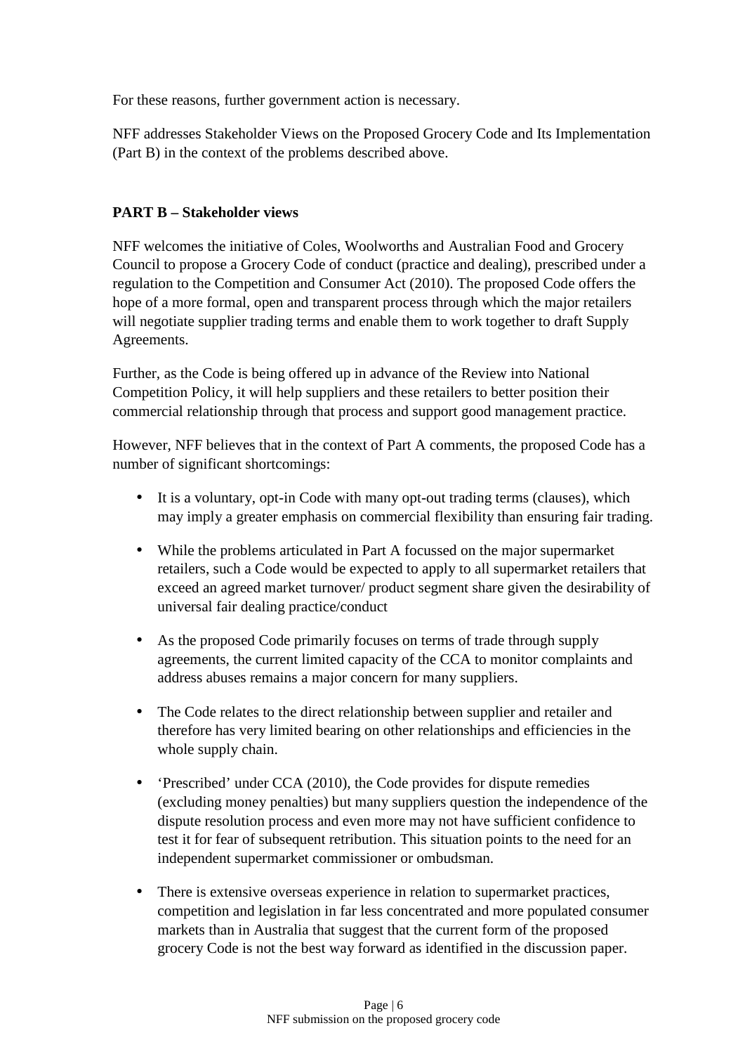For these reasons, further government action is necessary.

NFF addresses Stakeholder Views on the Proposed Grocery Code and Its Implementation (Part B) in the context of the problems described above.

**PART B – Stakeholder views**

NFF welcomes the initiative of Coles, Woolworths and Australian Food and Grocery Council to propose a Grocery Code of conduct (practice and dealing), prescribed under a regulation to the Competition and Consumer Act (2010). The proposed Code offers the hope of a more formal, open and transparent process through which the major retailers will negotiate supplier trading terms and enable them to work together to draft Supply Agreements.

Further, as the Code is being offered up in advance of the Review into National Competition Policy, it will help suppliers and these retailers to better position their commercial relationship through that process and support good management practice.

However, NFF believes that in the context of Part A comments, the proposed Code has a number of significant shortcomings:

- It is a voluntary, opt-in Code with many opt-out trading terms (clauses), which may imply a greater emphasis on commercial flexibility than ensuring fair trading.
- While the problems articulated in Part A focussed on the major supermarket retailers, such a Code would be expected to apply to all supermarket retailers that exceed an agreed market turnover/ product segment share given the desirability of universal fair dealing practice/conduct
- As the proposed Code primarily focuses on terms of trade through supply agreements, the current limited capacity of the CCA to monitor complaints and address abuses remains a major concern for many suppliers.
- The Code relates to the direct relationship between supplier and retailer and therefore has very limited bearing on other relationships and efficiencies in the whole supply chain.
- 'Prescribed' under CCA (2010), the Code provides for dispute remedies (excluding money penalties) but many suppliers question the independence of the dispute resolution process and even more may not have sufficient confidence to test it for fear of subsequent retribution. This situation points to the need for an independent supermarket commissioner or ombudsman.
- There is extensive overseas experience in relation to supermarket practices, competition and legislation in far less concentrated and more populated consumer markets than in Australia that suggest that the current form of the proposed grocery Code is not the best way forward as identified in the discussion paper.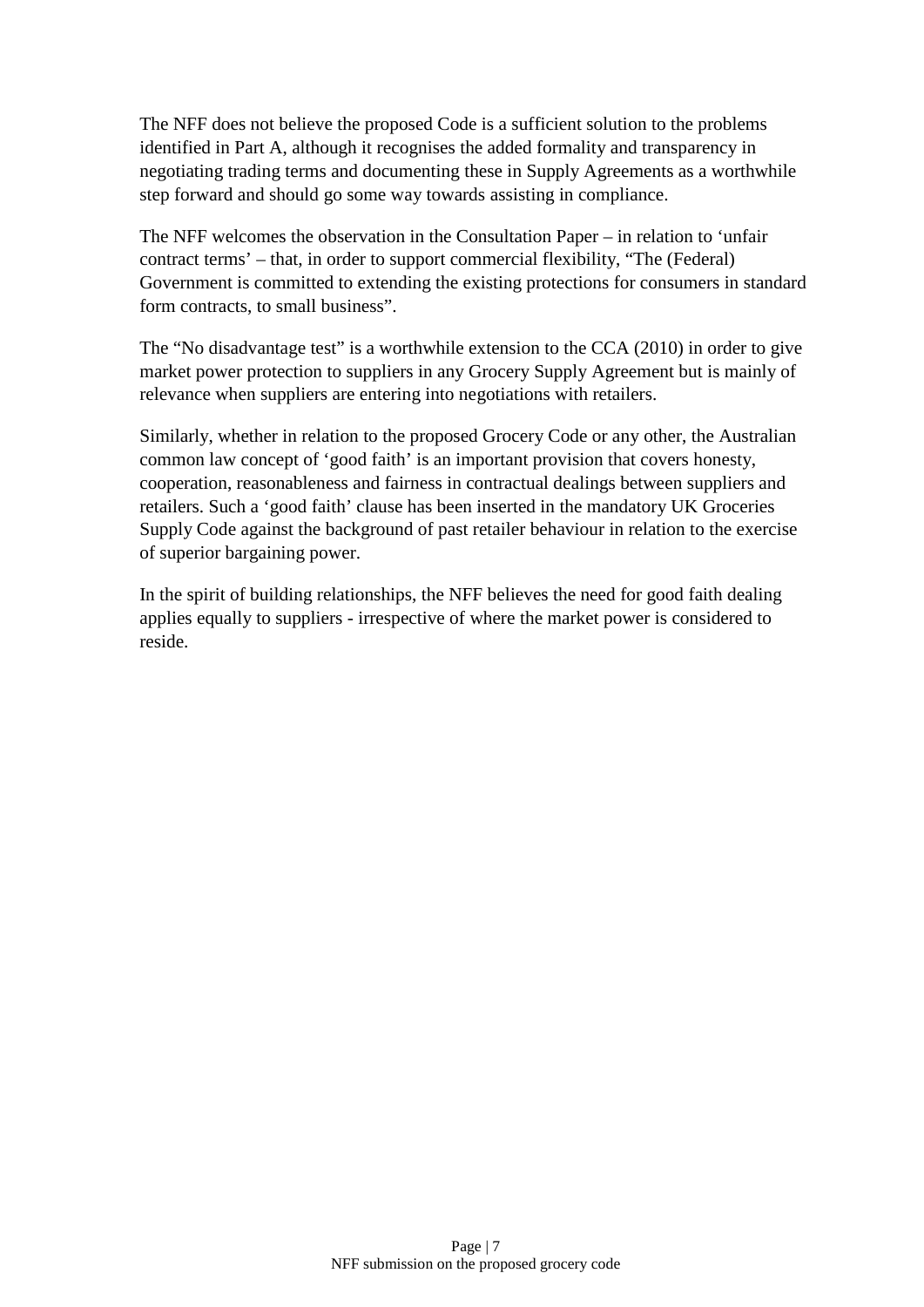The NFF does not believe the proposed Code is a sufficient solution to the problems identified in Part A, although it recognises the added formality and transparency in negotiating trading terms and documenting these in Supply Agreements as a worthwhile step forward and should go some way towards assisting in compliance.

The NFF welcomes the observation in the Consultation Paper – in relation to 'unfair contract terms' – that, in order to support commercial flexibility, "The (Federal) Government is committed to extending the existing protections for consumers in standard form contracts, to small business".

The "No disadvantage test" is a worthwhile extension to the CCA (2010) in order to give market power protection to suppliers in any Grocery Supply Agreement but is mainly of relevance when suppliers are entering into negotiations with retailers.

Similarly, whether in relation to the proposed Grocery Code or any other, the Australian common law concept of 'good faith' is an important provision that covers honesty, cooperation, reasonableness and fairness in contractual dealings between suppliers and retailers. Such a 'good faith' clause has been inserted in the mandatory UK Groceries Supply Code against the background of past retailer behaviour in relation to the exercise of superior bargaining power.

In the spirit of building relationships, the NFF believes the need for good faith dealing applies equally to suppliers - irrespective of where the market power is considered to reside.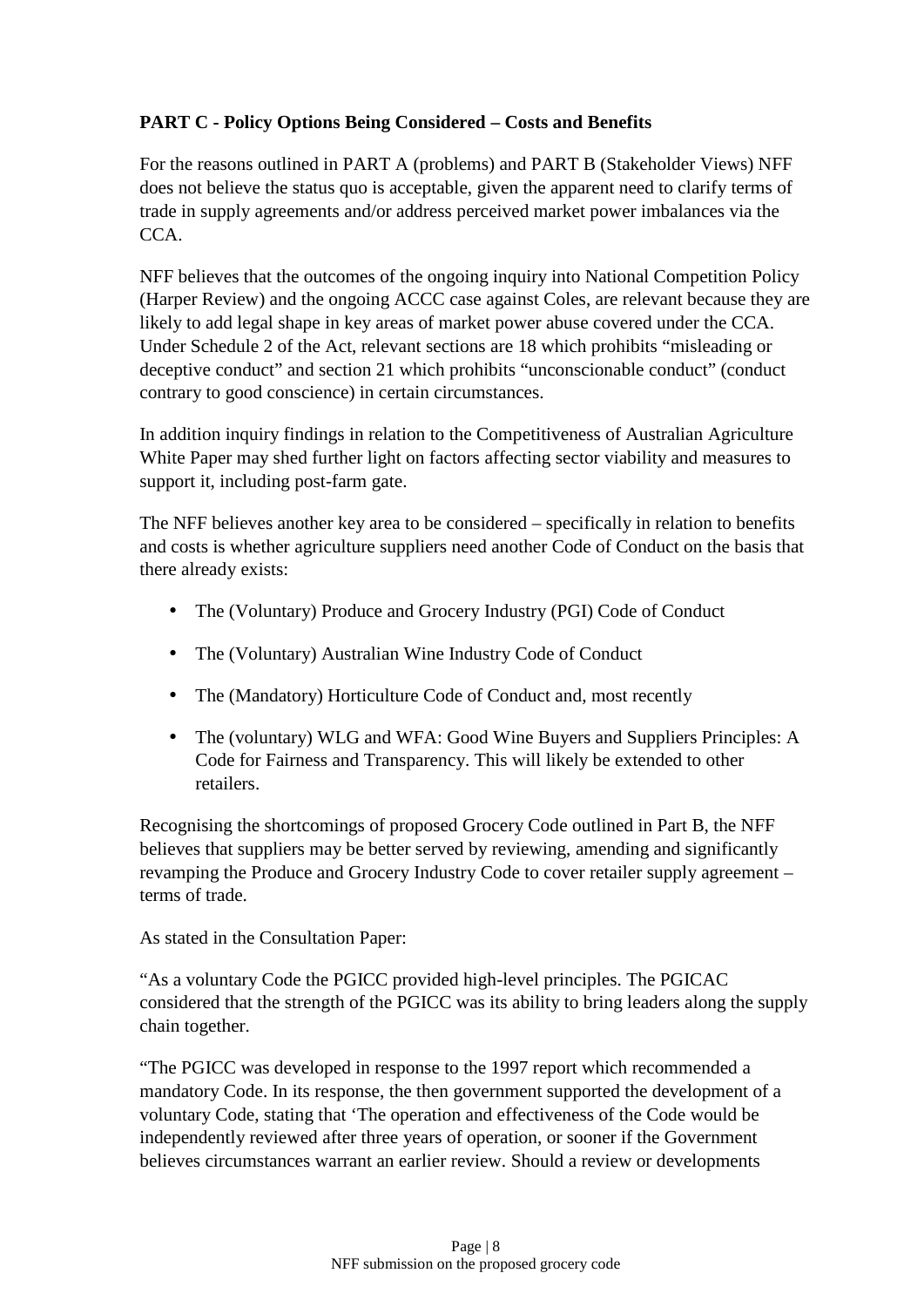**PART C - Policy Options Being Considered – Costs and Benefits**

For the reasons outlined in PART A (problems) and PART B (Stakeholder Views) NFF does not believe the status quo is acceptable, given the apparent need to clarify terms of trade in supply agreements and/or address perceived market power imbalances via the CCA.

NFF believes that the outcomes of the ongoing inquiry into National Competition Policy (Harper Review) and the ongoing ACCC case against Coles, are relevant because they are likely to add legal shape in key areas of market power abuse covered under the CCA. Under Schedule 2 of the Act, relevant sections are 18 which prohibits "misleading or deceptive conduct" and section 21 which prohibits "unconscionable conduct" (conduct contrary to good conscience) in certain circumstances.

In addition inquiry findings in relation to the Competitiveness of Australian Agriculture White Paper may shed further light on factors affecting sector viability and measures to support it, including post-farm gate.

The NFF believes another key area to be considered – specifically in relation to benefits and costs is whether agriculture suppliers need another Code of Conduct on the basis that there already exists:

- The (Voluntary) Produce and Grocery Industry (PGI) Code of Conduct
- The (Voluntary) Australian Wine Industry Code of Conduct
- The (Mandatory) Horticulture Code of Conduct and, most recently
- The (voluntary) WLG and WFA: Good Wine Buyers and Suppliers Principles: A Code for Fairness and Transparency. This will likely be extended to other retailers.

Recognising the shortcomings of proposed Grocery Code outlined in Part B, the NFF believes that suppliers may be better served by reviewing, amending and significantly revamping the Produce and Grocery Industry Code to cover retailer supply agreement – terms of trade.

As stated in the Consultation Paper:

"As a voluntary Code the PGICC provided high-level principles. The PGICAC considered that the strength of the PGICC was its ability to bring leaders along the supply chain together.

"The PGICC was developed in response to the 1997 report which recommended a mandatory Code. In its response, the then government supported the development of a voluntary Code, stating that 'The operation and effectiveness of the Code would be independently reviewed after three years of operation, or sooner if the Government believes circumstances warrant an earlier review. Should a review or developments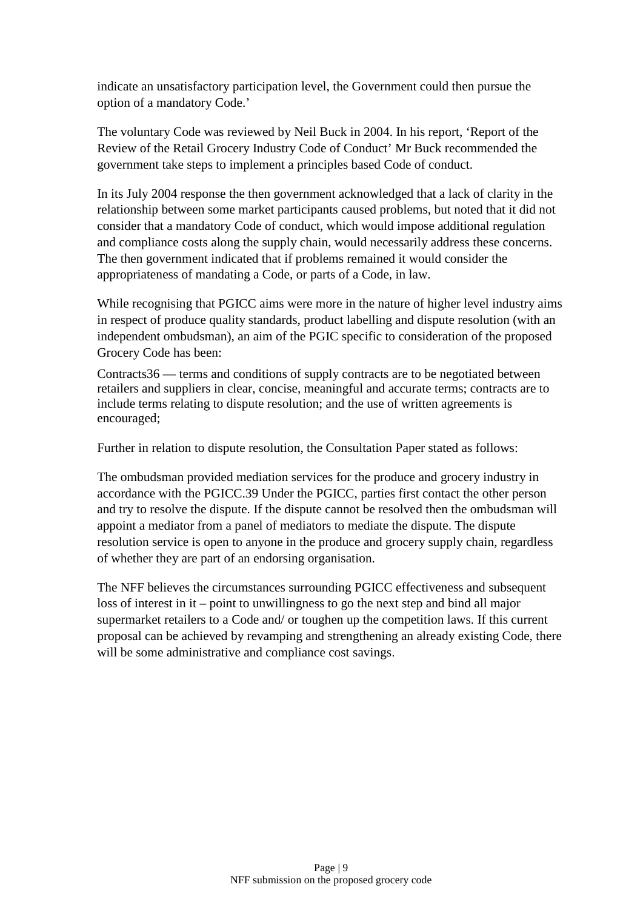indicate an unsatisfactory participation level, the Government could then pursue the option of a mandatory Code.'

The voluntary Code was reviewed by Neil Buck in 2004. In his report, 'Report of the Review of the Retail Grocery Industry Code of Conduct' Mr Buck recommended the government take steps to implement a principles based Code of conduct.

In its July 2004 response the then government acknowledged that a lack of clarity in the relationship between some market participants caused problems, but noted that it did not consider that a mandatory Code of conduct, which would impose additional regulation and compliance costs along the supply chain, would necessarily address these concerns. The then government indicated that if problems remained it would consider the appropriateness of mandating a Code, or parts of a Code, in law.

While recognising that PGICC aims were more in the nature of higher level industry aims in respect of produce quality standards, product labelling and dispute resolution (with an independent ombudsman), an aim of the PGIC specific to consideration of the proposed Grocery Code has been:

Contracts36 — terms and conditions of supply contracts are to be negotiated between retailers and suppliers in clear, concise, meaningful and accurate terms; contracts are to include terms relating to dispute resolution; and the use of written agreements is encouraged;

Further in relation to dispute resolution, the Consultation Paper stated as follows:

The ombudsman provided mediation services for the produce and grocery industry in accordance with the PGICC.39 Under the PGICC, parties first contact the other person and try to resolve the dispute. If the dispute cannot be resolved then the ombudsman will appoint a mediator from a panel of mediators to mediate the dispute. The dispute resolution service is open to anyone in the produce and grocery supply chain, regardless of whether they are part of an endorsing organisation.

The NFF believes the circumstances surrounding PGICC effectiveness and subsequent loss of interest in it – point to unwillingness to go the next step and bind all major supermarket retailers to a Code and/ or toughen up the competition laws. If this current proposal can be achieved by revamping and strengthening an already existing Code, there will be some administrative and compliance cost savings.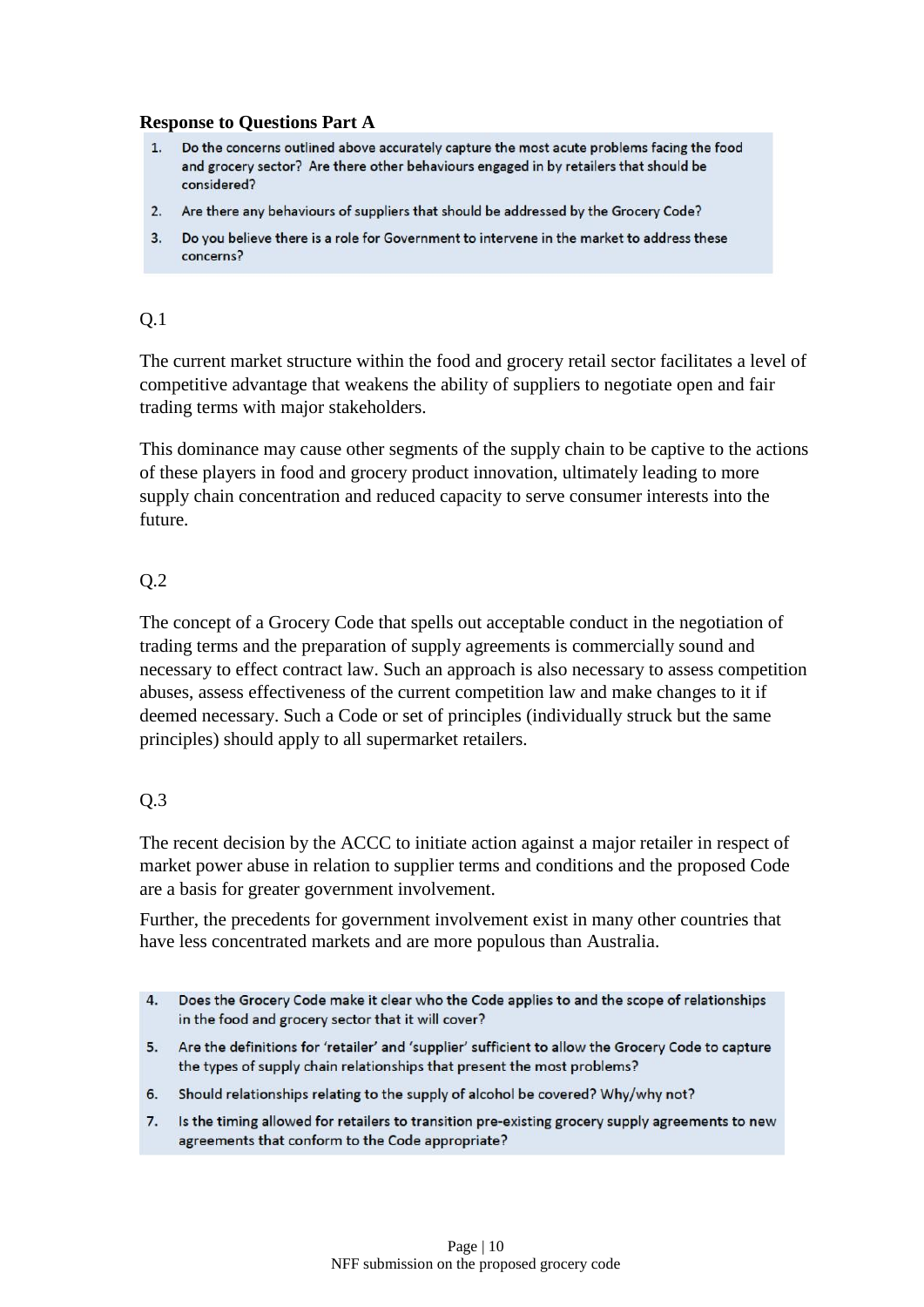**Response to Questions Part A**

1. Do the concerns outlined above accurately capture the most acute problems facing the food and grocery sector? Are there other behaviours engaged in by retailers that should be considered?
2. Are there any behaviours of suppliers that should be addressed by the Grocery Code?
3. Do you believe there is a role for Government to intervene in the market to address these concerns?

Q.1

The current market structure within the food and grocery retail sector facilitates a level of competitive advantage that weakens the ability of suppliers to negotiate open and fair trading terms with major stakeholders.

This dominance may cause other segments of the supply chain to be captive to the actions of these players in food and grocery product innovation, ultimately leading to more supply chain concentration and reduced capacity to serve consumer interests into the future.

Q.2

The concept of a Grocery Code that spells out acceptable conduct in the negotiation of trading terms and the preparation of supply agreements is commercially sound and necessary to effect contract law. Such an approach is also necessary to assess competition abuses, assess effectiveness of the current competition law and make changes to it if deemed necessary. Such a Code or set of principles (individually struck but the same principles) should apply to all supermarket retailers.

Q.3

The recent decision by the ACCC to initiate action against a major retailer in respect of market power abuse in relation to supplier terms and conditions and the proposed Code are a basis for greater government involvement.

Further, the precedents for government involvement exist in many other countries that have less concentrated markets and are more populous than Australia.

4. Does the Grocery Code make it clear who the Code applies to and the scope of relationships in the food and grocery sector that it will cover?
5. Are the definitions for 'retailer' and 'supplier' sufficient to allow the Grocery Code to capture the types of supply chain relationships that present the most problems?
6. Should relationships relating to the supply of alcohol be covered? Why/why not?
7. Is the timing allowed for retailers to transition pre-existing grocery supply agreements to new agreements that conform to the Code appropriate?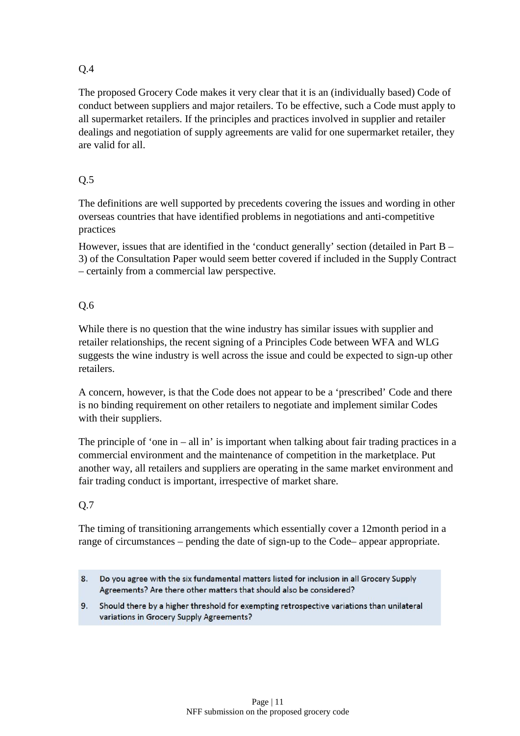Q.4

The proposed Grocery Code makes it very clear that it is an (individually based) Code of conduct between suppliers and major retailers. To be effective, such a Code must apply to all supermarket retailers. If the principles and practices involved in supplier and retailer dealings and negotiation of supply agreements are valid for one supermarket retailer, they are valid for all.

Q.5

The definitions are well supported by precedents covering the issues and wording in other overseas countries that have identified problems in negotiations and anti-competitive practices

However, issues that are identified in the 'conduct generally' section (detailed in Part B – 3) of the Consultation Paper would seem better covered if included in the Supply Contract – certainly from a commercial law perspective.

Q.6

While there is no question that the wine industry has similar issues with supplier and retailer relationships, the recent signing of a Principles Code between WFA and WLG suggests the wine industry is well across the issue and could be expected to sign-up other retailers.

A concern, however, is that the Code does not appear to be a 'prescribed' Code and there is no binding requirement on other retailers to negotiate and implement similar Codes with their suppliers.

The principle of 'one in – all in' is important when talking about fair trading practices in a commercial environment and the maintenance of competition in the marketplace. Put another way, all retailers and suppliers are operating in the same market environment and fair trading conduct is important, irrespective of market share.

Q.7

The timing of transitioning arrangements which essentially cover a 12month period in a range of circumstances – pending the date of sign-up to the Code– appear appropriate.

8. Do you agree with the six fundamental matters listed for inclusion in all Grocery Supply Agreements? Are there other matters that should also be considered?
9. Should there by a higher threshold for exempting retrospective variations than unilateral variations in Grocery Supply Agreements?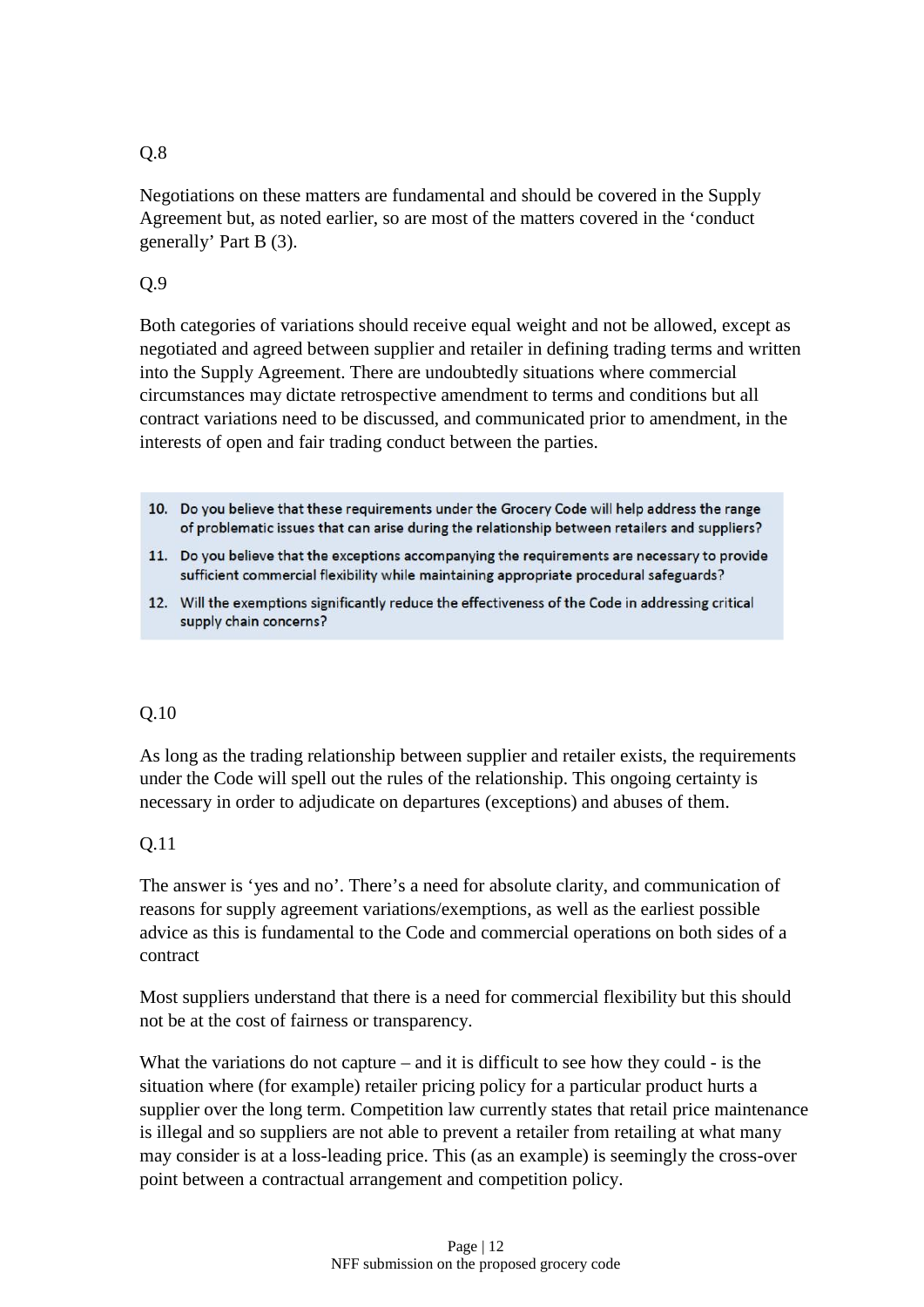Q.8

Negotiations on these matters are fundamental and should be covered in the Supply Agreement but, as noted earlier, so are most of the matters covered in the 'conduct generally' Part B (3).

Q.9

Both categories of variations should receive equal weight and not be allowed, except as negotiated and agreed between supplier and retailer in defining trading terms and written into the Supply Agreement. There are undoubtedly situations where commercial circumstances may dictate retrospective amendment to terms and conditions but all contract variations need to be discussed, and communicated prior to amendment, in the interests of open and fair trading conduct between the parties.

> 10. **Do you believe that these requirements under the Grocery Code will help address the range of problematic issues that can arise during the relationship between retailers and suppliers?**
> 11. **Do you believe that the exceptions accompanying the requirements are necessary to provide sufficient commercial flexibility while maintaining appropriate procedural safeguards?**
> 12. **Will the exemptions significantly reduce the effectiveness of the Code in addressing critical supply chain concerns?**

Q.10

As long as the trading relationship between supplier and retailer exists, the requirements under the Code will spell out the rules of the relationship. This ongoing certainty is necessary in order to adjudicate on departures (exceptions) and abuses of them.

Q.11

The answer is 'yes and no'. There's a need for absolute clarity, and communication of reasons for supply agreement variations/exemptions, as well as the earliest possible advice as this is fundamental to the Code and commercial operations on both sides of a contract

Most suppliers understand that there is a need for commercial flexibility but this should not be at the cost of fairness or transparency.

What the variations do not capture – and it is difficult to see how they could - is the situation where (for example) retailer pricing policy for a particular product hurts a supplier over the long term. Competition law currently states that retail price maintenance is illegal and so suppliers are not able to prevent a retailer from retailing at what many may consider is at a loss-leading price. This (as an example) is seemingly the cross-over point between a contractual arrangement and competition policy.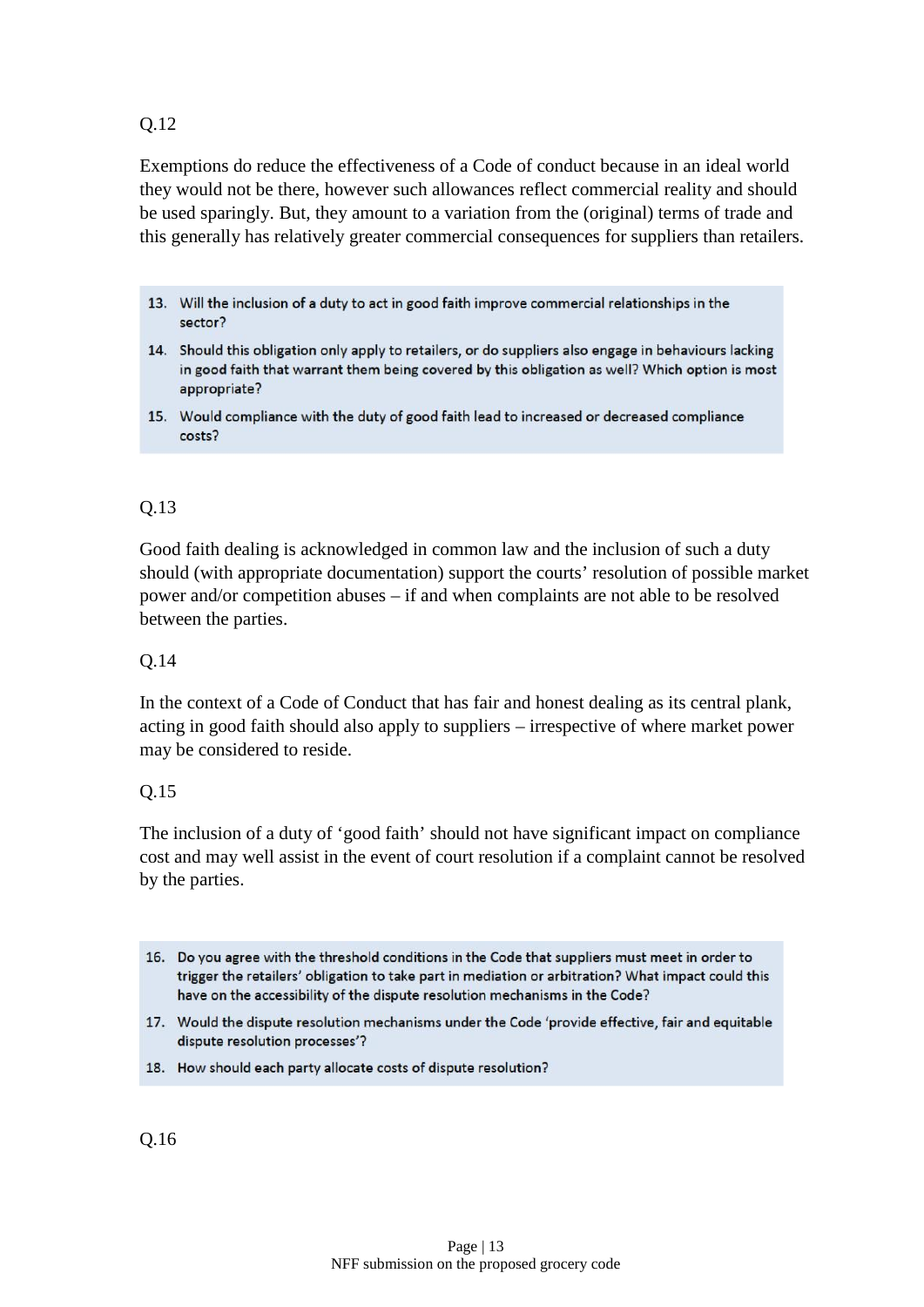Q.12

Exemptions do reduce the effectiveness of a Code of conduct because in an ideal world they would not be there, however such allowances reflect commercial reality and should be used sparingly. But, they amount to a variation from the (original) terms of trade and this generally has relatively greater commercial consequences for suppliers than retailers.

> 13. Will the inclusion of a duty to act in good faith improve commercial relationships in the sector?
> 14. Should this obligation only apply to retailers, or do suppliers also engage in behaviours lacking in good faith that warrant them being covered by this obligation as well? Which option is most appropriate?
> 15. Would compliance with the duty of good faith lead to increased or decreased compliance costs?

Q.13

Good faith dealing is acknowledged in common law and the inclusion of such a duty should (with appropriate documentation) support the courts' resolution of possible market power and/or competition abuses – if and when complaints are not able to be resolved between the parties.

Q.14

In the context of a Code of Conduct that has fair and honest dealing as its central plank, acting in good faith should also apply to suppliers – irrespective of where market power may be considered to reside.

Q.15

The inclusion of a duty of 'good faith' should not have significant impact on compliance cost and may well assist in the event of court resolution if a complaint cannot be resolved by the parties.

> 16. Do you agree with the threshold conditions in the Code that suppliers must meet in order to trigger the retailers' obligation to take part in mediation or arbitration? What impact could this have on the accessibility of the dispute resolution mechanisms in the Code?
> 17. Would the dispute resolution mechanisms under the Code 'provide effective, fair and equitable dispute resolution processes'?
> 18. How should each party allocate costs of dispute resolution?

Q.16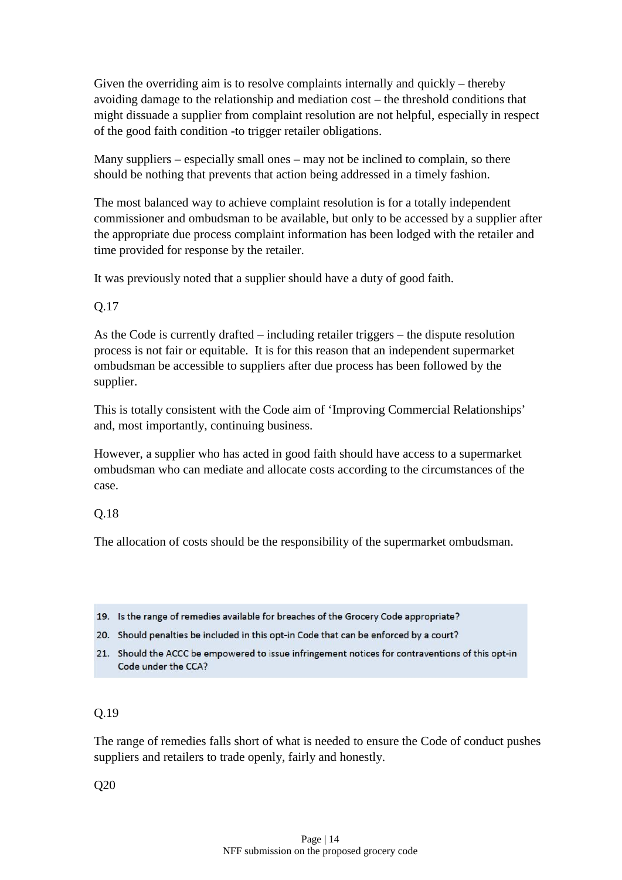Given the overriding aim is to resolve complaints internally and quickly – thereby avoiding damage to the relationship and mediation cost – the threshold conditions that might dissuade a supplier from complaint resolution are not helpful, especially in respect of the good faith condition -to trigger retailer obligations.

Many suppliers – especially small ones – may not be inclined to complain, so there should be nothing that prevents that action being addressed in a timely fashion.

The most balanced way to achieve complaint resolution is for a totally independent commissioner and ombudsman to be available, but only to be accessed by a supplier after the appropriate due process complaint information has been lodged with the retailer and time provided for response by the retailer.

It was previously noted that a supplier should have a duty of good faith.

Q.17

As the Code is currently drafted – including retailer triggers – the dispute resolution process is not fair or equitable. It is for this reason that an independent supermarket ombudsman be accessible to suppliers after due process has been followed by the supplier.

This is totally consistent with the Code aim of 'Improving Commercial Relationships' and, most importantly, continuing business.

However, a supplier who has acted in good faith should have access to a supermarket ombudsman who can mediate and allocate costs according to the circumstances of the case.

Q.18

The allocation of costs should be the responsibility of the supermarket ombudsman.

19. Is the range of remedies available for breaches of the Grocery Code appropriate?
20. Should penalties be included in this opt-in Code that can be enforced by a court?
21. Should the ACCC be empowered to issue infringement notices for contraventions of this opt-in Code under the CCA?

Q.19

The range of remedies falls short of what is needed to ensure the Code of conduct pushes suppliers and retailers to trade openly, fairly and honestly.

Q20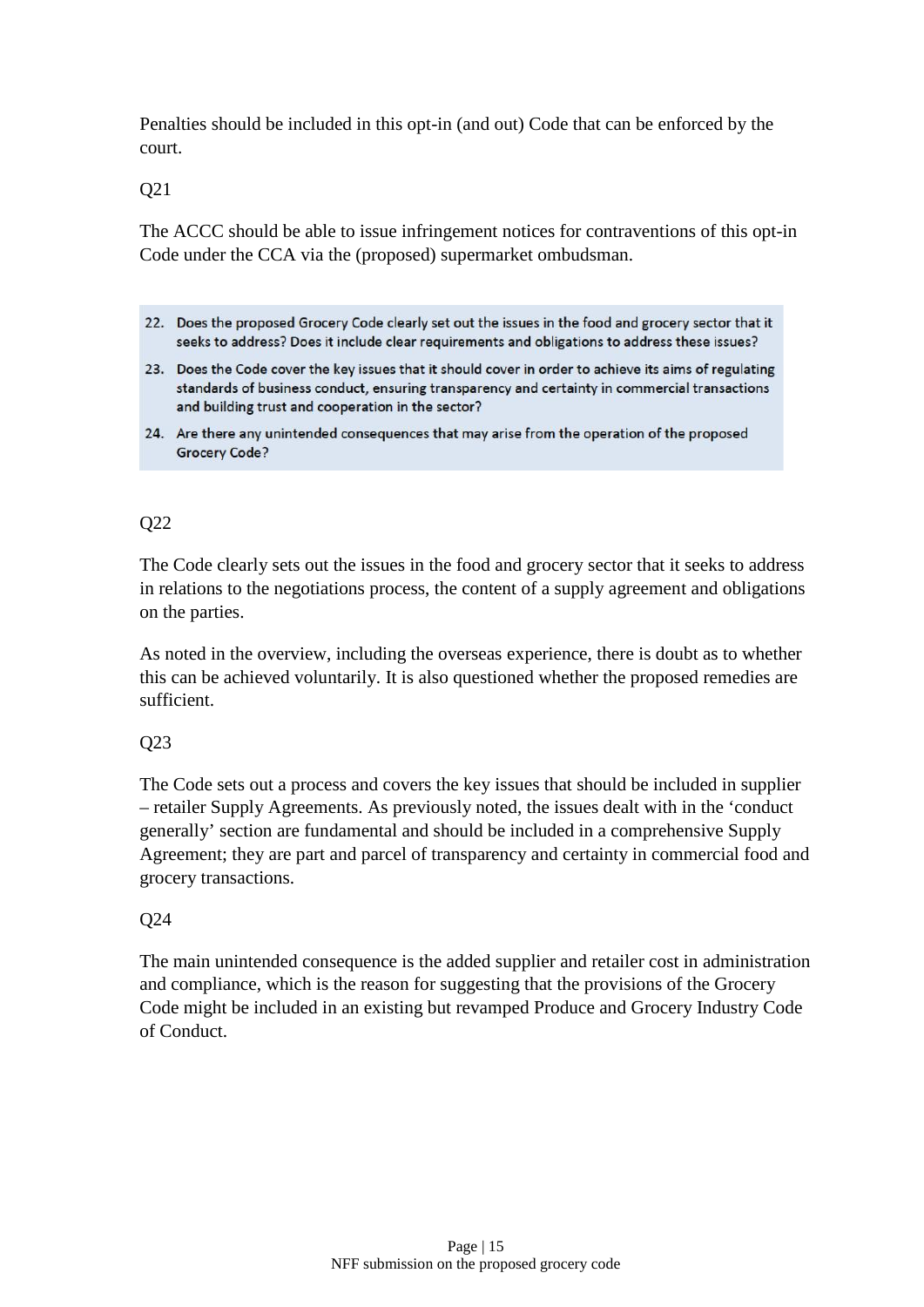Penalties should be included in this opt-in (and out) Code that can be enforced by the court.

Q21

The ACCC should be able to issue infringement notices for contraventions of this opt-in Code under the CCA via the (proposed) supermarket ombudsman.

> 22. Does the proposed Grocery Code clearly set out the issues in the food and grocery sector that it seeks to address? Does it include clear requirements and obligations to address these issues?
> 23. Does the Code cover the key issues that it should cover in order to achieve its aims of regulating standards of business conduct, ensuring transparency and certainty in commercial transactions and building trust and cooperation in the sector?
> 24. Are there any unintended consequences that may arise from the operation of the proposed Grocery Code?

Q22

The Code clearly sets out the issues in the food and grocery sector that it seeks to address in relations to the negotiations process, the content of a supply agreement and obligations on the parties.

As noted in the overview, including the overseas experience, there is doubt as to whether this can be achieved voluntarily. It is also questioned whether the proposed remedies are sufficient.

Q23

The Code sets out a process and covers the key issues that should be included in supplier – retailer Supply Agreements. As previously noted, the issues dealt with in the 'conduct generally' section are fundamental and should be included in a comprehensive Supply Agreement; they are part and parcel of transparency and certainty in commercial food and grocery transactions.

Q24

The main unintended consequence is the added supplier and retailer cost in administration and compliance, which is the reason for suggesting that the provisions of the Grocery Code might be included in an existing but revamped Produce and Grocery Industry Code of Conduct.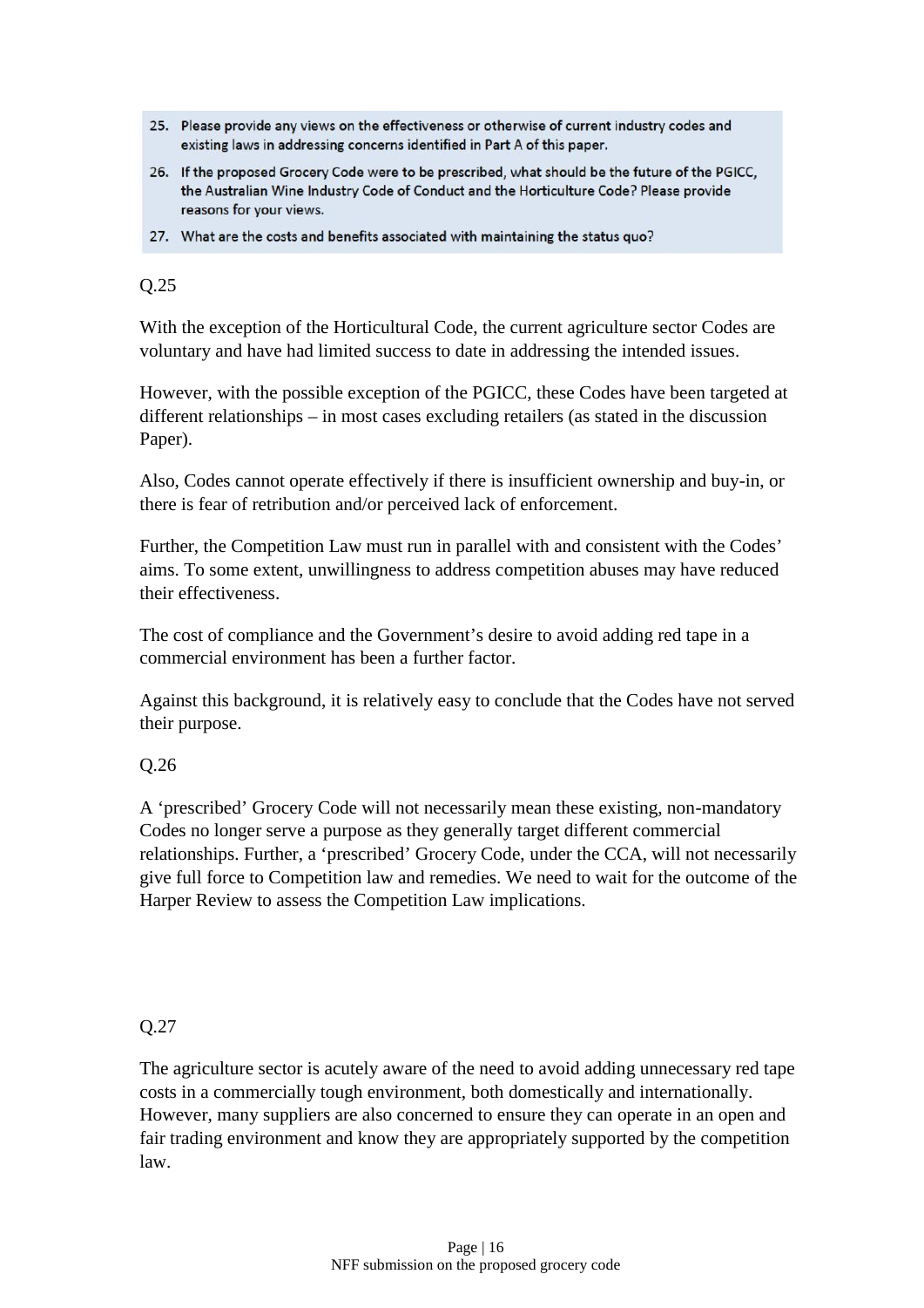25. Please provide any views on the effectiveness or otherwise of current industry codes and existing laws in addressing concerns identified in Part A of this paper.
26. If the proposed Grocery Code were to be prescribed, what should be the future of the PGICC, the Australian Wine Industry Code of Conduct and the Horticulture Code? Please provide reasons for your views.
27. What are the costs and benefits associated with maintaining the status quo?

Q.25

With the exception of the Horticultural Code, the current agriculture sector Codes are voluntary and have had limited success to date in addressing the intended issues.

However, with the possible exception of the PGICC, these Codes have been targeted at different relationships – in most cases excluding retailers (as stated in the discussion Paper).

Also, Codes cannot operate effectively if there is insufficient ownership and buy-in, or there is fear of retribution and/or perceived lack of enforcement.

Further, the Competition Law must run in parallel with and consistent with the Codes' aims. To some extent, unwillingness to address competition abuses may have reduced their effectiveness.

The cost of compliance and the Government's desire to avoid adding red tape in a commercial environment has been a further factor.

Against this background, it is relatively easy to conclude that the Codes have not served their purpose.

Q.26

A 'prescribed' Grocery Code will not necessarily mean these existing, non-mandatory Codes no longer serve a purpose as they generally target different commercial relationships. Further, a 'prescribed' Grocery Code, under the CCA, will not necessarily give full force to Competition law and remedies. We need to wait for the outcome of the Harper Review to assess the Competition Law implications.

Q.27

The agriculture sector is acutely aware of the need to avoid adding unnecessary red tape costs in a commercially tough environment, both domestically and internationally. However, many suppliers are also concerned to ensure they can operate in an open and fair trading environment and know they are appropriately supported by the competition law.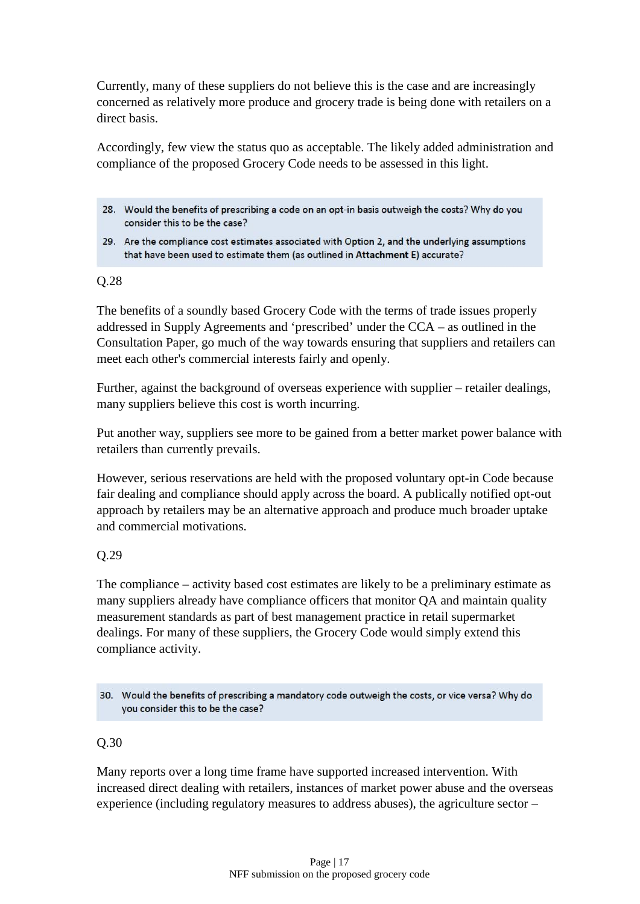Currently, many of these suppliers do not believe this is the case and are increasingly concerned as relatively more produce and grocery trade is being done with retailers on a direct basis.

Accordingly, few view the status quo as acceptable. The likely added administration and compliance of the proposed Grocery Code needs to be assessed in this light.

> **28. Would the benefits of prescribing a code on an opt-in basis outweigh the costs? Why do you consider this to be the case?**
>
> **29. Are the compliance cost estimates associated with Option 2, and the underlying assumptions that have been used to estimate them (as outlined in Attachment E) accurate?**

Q.28

The benefits of a soundly based Grocery Code with the terms of trade issues properly addressed in Supply Agreements and 'prescribed' under the CCA – as outlined in the Consultation Paper, go much of the way towards ensuring that suppliers and retailers can meet each other's commercial interests fairly and openly.

Further, against the background of overseas experience with supplier – retailer dealings, many suppliers believe this cost is worth incurring.

Put another way, suppliers see more to be gained from a better market power balance with retailers than currently prevails.

However, serious reservations are held with the proposed voluntary opt-in Code because fair dealing and compliance should apply across the board. A publically notified opt-out approach by retailers may be an alternative approach and produce much broader uptake and commercial motivations.

Q.29

The compliance – activity based cost estimates are likely to be a preliminary estimate as many suppliers already have compliance officers that monitor QA and maintain quality measurement standards as part of best management practice in retail supermarket dealings. For many of these suppliers, the Grocery Code would simply extend this compliance activity.

> **30. Would the benefits of prescribing a mandatory code outweigh the costs, or vice versa? Why do you consider this to be the case?**

Q.30

Many reports over a long time frame have supported increased intervention. With increased direct dealing with retailers, instances of market power abuse and the overseas experience (including regulatory measures to address abuses), the agriculture sector –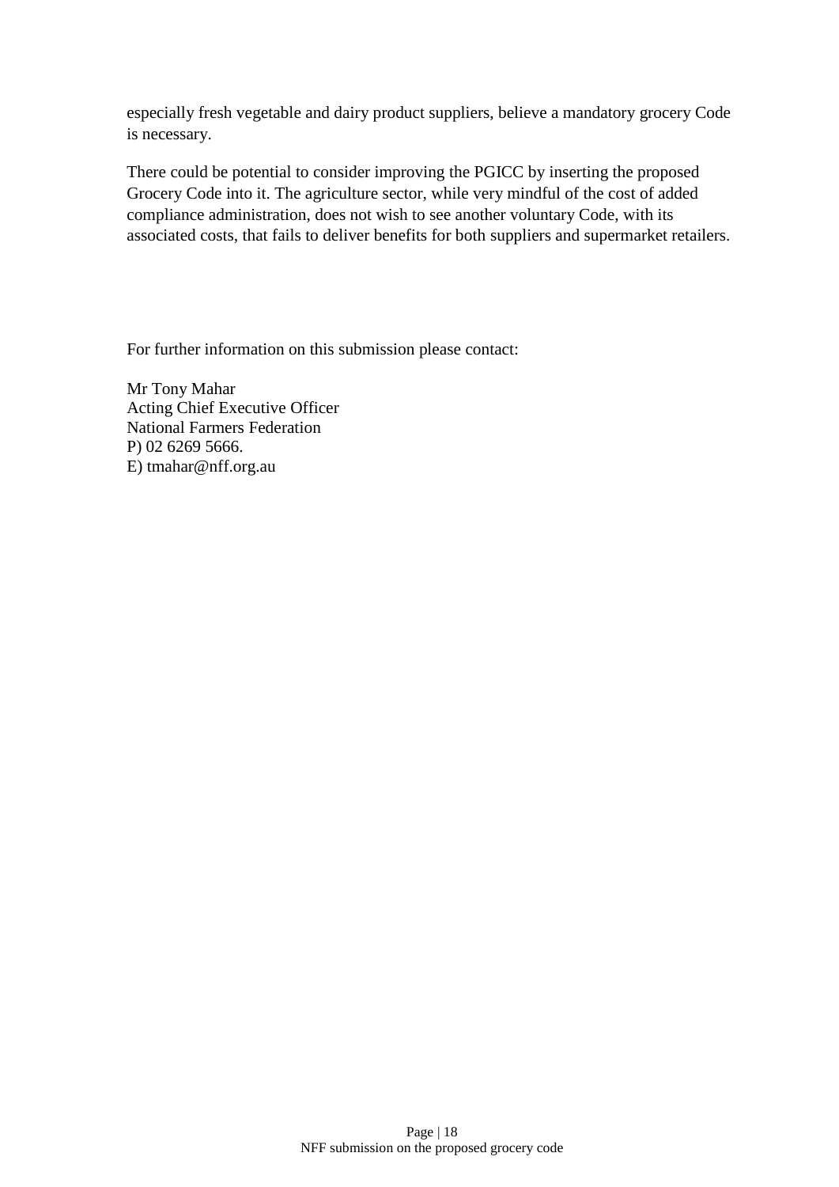especially fresh vegetable and dairy product suppliers, believe a mandatory grocery Code is necessary.

There could be potential to consider improving the PGICC by inserting the proposed Grocery Code into it. The agriculture sector, while very mindful of the cost of added compliance administration, does not wish to see another voluntary Code, with its associated costs, that fails to deliver benefits for both suppliers and supermarket retailers.

For further information on this submission please contact:

Mr Tony Mahar
Acting Chief Executive Officer
National Farmers Federation
P) 02 6269 5666.
E) tmahar@nff.org.au